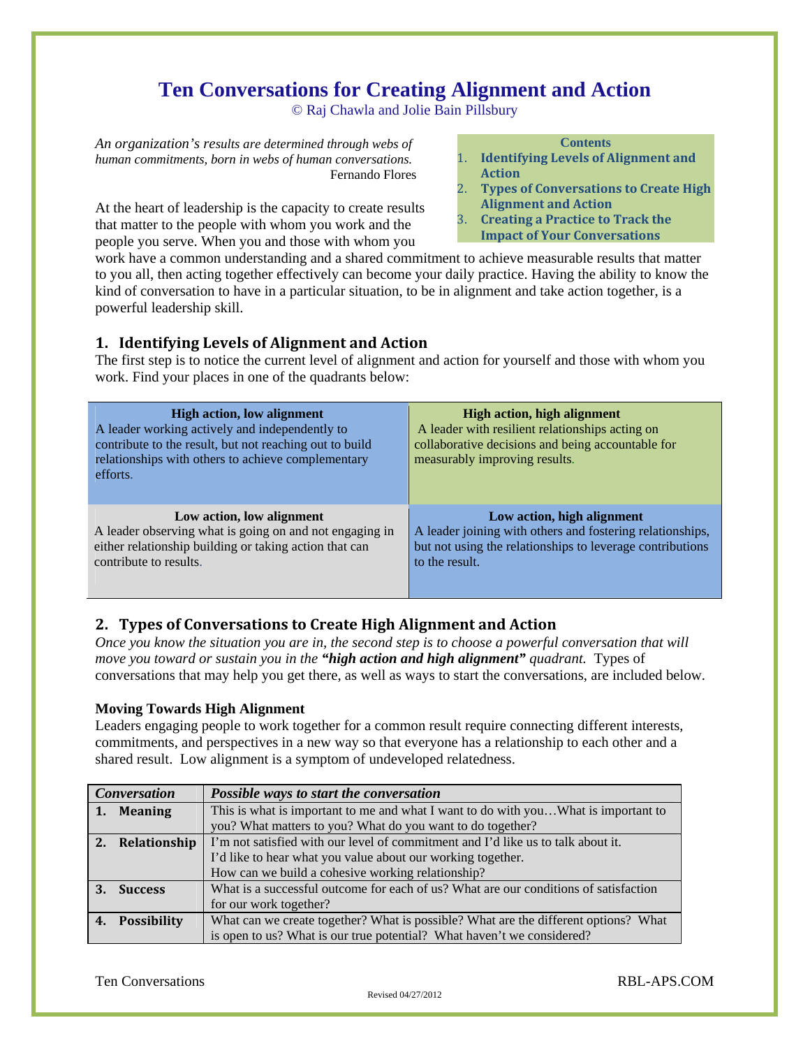# Ten Conversations for Creating Alignment and Action

© Raj Chawla and Jolie Bain Pillsbury

*An organization's results are determined through webs of human commitments, born in webs of human conversations.*
Fernando Flores

**Contents**
1. Identifying Levels of Alignment and Action
2. Types of Conversations to Create High Alignment and Action
3. Creating a Practice to Track the Impact of Your Conversations

At the heart of leadership is the capacity to create results that matter to the people with whom you work and the people you serve. When you and those with whom you work have a common understanding and a shared commitment to achieve measurable results that matter to you all, then acting together effectively can become your daily practice. Having the ability to know the kind of conversation to have in a particular situation, to be in alignment and take action together, is a powerful leadership skill.

## 1. Identifying Levels of Alignment and Action

The first step is to notice the current level of alignment and action for yourself and those with whom you work. Find your places in one of the quadrants below:

| | |
|---|---|
| **High action, low alignment**<br>A leader working actively and independently to contribute to the result, but not reaching out to build relationships with others to achieve complementary efforts. | **High action, high alignment**<br>A leader with resilient relationships acting on collaborative decisions and being accountable for measurably improving results. |
| **Low action, low alignment**<br>A leader observing what is going on and not engaging in either relationship building or taking action that can contribute to results. | **Low action, high alignment**<br>A leader joining with others and fostering relationships, but not using the relationships to leverage contributions to the result. |

## 2. Types of Conversations to Create High Alignment and Action

*Once you know the situation you are in, the second step is to choose a powerful conversation that will move you toward or sustain you in the* ***"high action and high alignment"*** *quadrant.* Types of conversations that may help you get there, as well as ways to start the conversations, are included below.

### Moving Towards High Alignment

Leaders engaging people to work together for a common result require connecting different interests, commitments, and perspectives in a new way so that everyone has a relationship to each other and a shared result. Low alignment is a symptom of undeveloped relatedness.

| *Conversation* | *Possible ways to start the conversation* |
|---|---|
| **1. Meaning** | This is what is important to me and what I want to do with you…What is important to you? What matters to you? What do you want to do together? |
| **2. Relationship** | I'm not satisfied with our level of commitment and I'd like us to talk about it.<br>I'd like to hear what you value about our working together.<br>How can we build a cohesive working relationship? |
| **3. Success** | What is a successful outcome for each of us? What are our conditions of satisfaction for our work together? |
| **4. Possibility** | What can we create together? What is possible? What are the different options? What is open to us? What is our true potential? What haven't we considered? |

Ten Conversations RBL-APS.COM

Revised 04/27/2012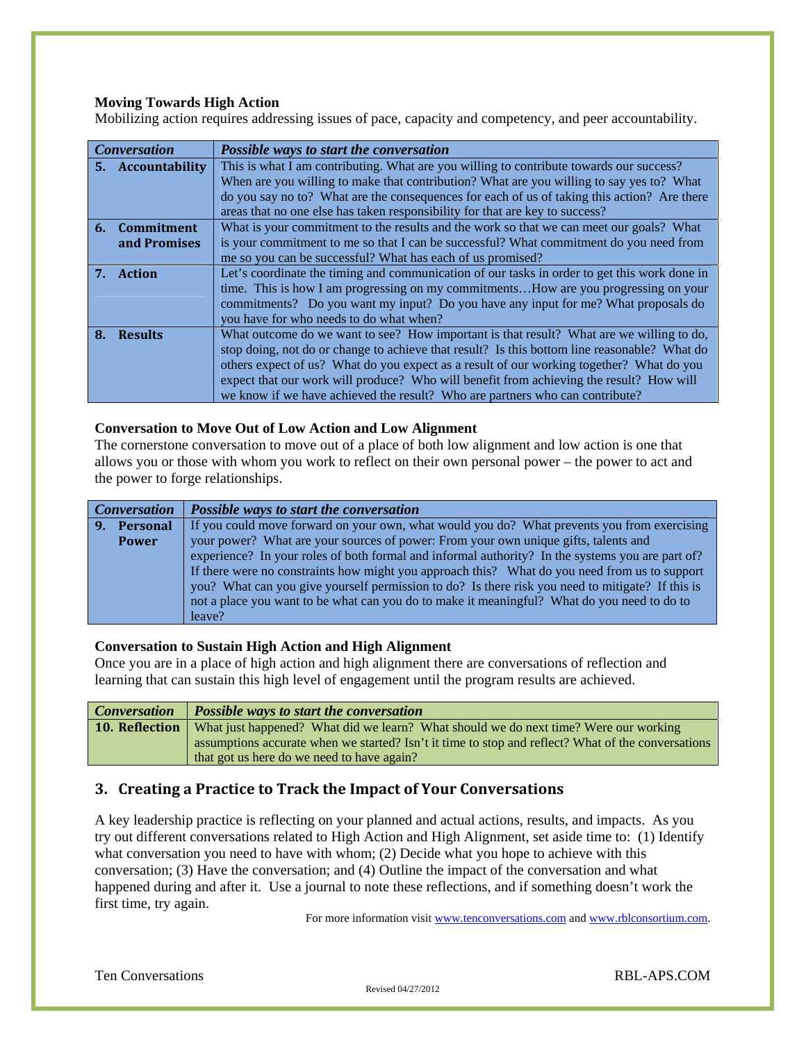**Moving Towards High Action**

Mobilizing action requires addressing issues of pace, capacity and competency, and peer accountability.

| *Conversation* | *Possible ways to start the conversation* |
|---|---|
| **5. Accountability** | This is what I am contributing. What are you willing to contribute towards our success? When are you willing to make that contribution? What are you willing to say yes to? What do you say no to? What are the consequences for each of us of taking this action? Are there areas that no one else has taken responsibility for that are key to success? |
| **6. Commitment and Promises** | What is your commitment to the results and the work so that we can meet our goals? What is your commitment to me so that I can be successful? What commitment do you need from me so you can be successful? What has each of us promised? |
| **7. Action** | Let's coordinate the timing and communication of our tasks in order to get this work done in time. This is how I am progressing on my commitments…How are you progressing on your commitments? Do you want my input? Do you have any input for me? What proposals do you have for who needs to do what when? |
| **8. Results** | What outcome do we want to see? How important is that result? What are we willing to do, stop doing, not do or change to achieve that result? Is this bottom line reasonable? What do others expect of us? What do you expect as a result of our working together? What do you expect that our work will produce? Who will benefit from achieving the result? How will we know if we have achieved the result? Who are partners who can contribute? |

**Conversation to Move Out of Low Action and Low Alignment**

The cornerstone conversation to move out of a place of both low alignment and low action is one that allows you or those with whom you work to reflect on their own personal power – the power to act and the power to forge relationships.

| *Conversation* | *Possible ways to start the conversation* |
|---|---|
| **9. Personal Power** | If you could move forward on your own, what would you do? What prevents you from exercising your power? What are your sources of power: From your own unique gifts, talents and experience? In your roles of both formal and informal authority? In the systems you are part of? If there were no constraints how might you approach this? What do you need from us to support you? What can you give yourself permission to do? Is there risk you need to mitigate? If this is not a place you want to be what can you do to make it meaningful? What do you need to do to leave? |

**Conversation to Sustain High Action and High Alignment**

Once you are in a place of high action and high alignment there are conversations of reflection and learning that can sustain this high level of engagement until the program results are achieved.

| *Conversation* | *Possible ways to start the conversation* |
|---|---|
| **10. Reflection** | What just happened? What did we learn? What should we do next time? Were our working assumptions accurate when we started? Isn't it time to stop and reflect? What of the conversations that got us here do we need to have again? |

## 3. Creating a Practice to Track the Impact of Your Conversations

A key leadership practice is reflecting on your planned and actual actions, results, and impacts. As you try out different conversations related to High Action and High Alignment, set aside time to: (1) Identify what conversation you need to have with whom; (2) Decide what you hope to achieve with this conversation; (3) Have the conversation; and (4) Outline the impact of the conversation and what happened during and after it. Use a journal to note these reflections, and if something doesn't work the first time, try again.

For more information visit www.tenconversations.com and www.rblconsortium.com.

Revised 04/27/2012